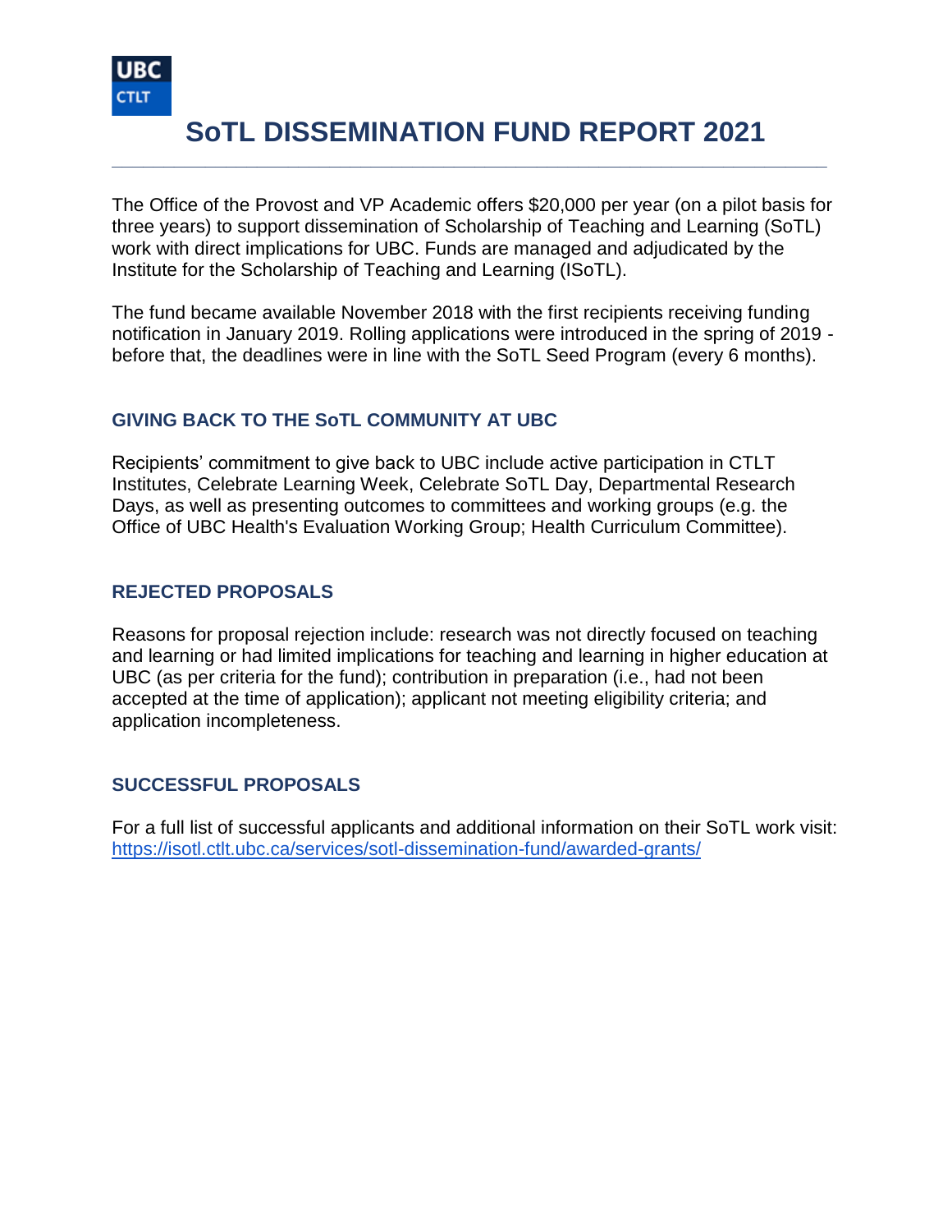UBC CTLT

# SoTL DISSEMINATION FUND REPORT 2021

The Office of the Provost and VP Academic offers $20,000 per year (on a pilot basis for three years) to support dissemination of Scholarship of Teaching and Learning (SoTL) work with direct implications for UBC. Funds are managed and adjudicated by the Institute for the Scholarship of Teaching and Learning (ISoTL).

The fund became available November 2018 with the first recipients receiving funding notification in January 2019. Rolling applications were introduced in the spring of 2019 - before that, the deadlines were in line with the SoTL Seed Program (every 6 months).

## GIVING BACK TO THE SoTL COMMUNITY AT UBC

Recipients' commitment to give back to UBC include active participation in CTLT Institutes, Celebrate Learning Week, Celebrate SoTL Day, Departmental Research Days, as well as presenting outcomes to committees and working groups (e.g. the Office of UBC Health's Evaluation Working Group; Health Curriculum Committee).

## REJECTED PROPOSALS

Reasons for proposal rejection include: research was not directly focused on teaching and learning or had limited implications for teaching and learning in higher education at UBC (as per criteria for the fund); contribution in preparation (i.e., had not been accepted at the time of application); applicant not meeting eligibility criteria; and application incompleteness.

## SUCCESSFUL PROPOSALS

For a full list of successful applicants and additional information on their SoTL work visit: [https://isotl.ctlt.ubc.ca/services/sotl-dissemination-fund/awarded-grants/](https://isotl.ctlt.ubc.ca/services/sotl-dissemination-fund/awarded-grants/)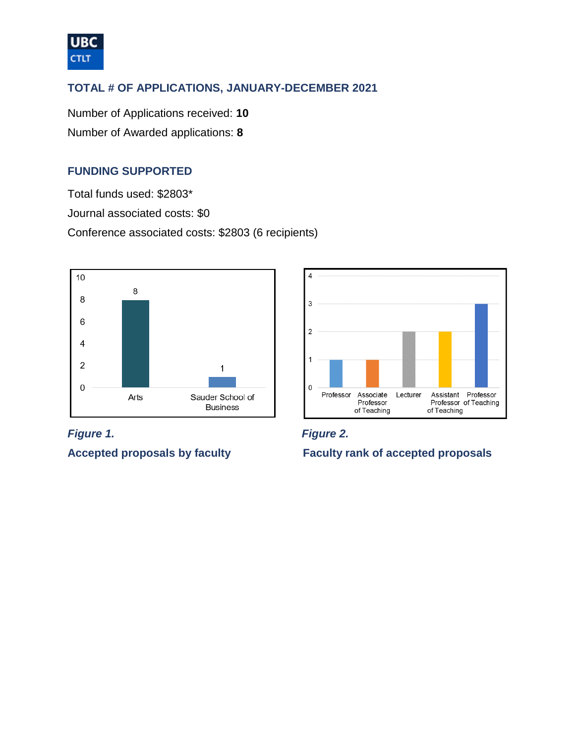## TOTAL # OF APPLICATIONS, JANUARY-DECEMBER 2021

Number of Applications received: **10**

Number of Awarded applications: **8**

## FUNDING SUPPORTED

Total funds used: $2803*

Journal associated costs: $0

Conference associated costs: $2803 (6 recipients)

10
8
6
4
2
0
8
1
Arts
Sauder School of Business

***Figure 1.***

**Accepted proposals by faculty**

4
3
2
1
0
Professor
Associate Professor of Teaching
Lecturer
Assistant Professor of Teaching
Professor of Teaching

***Figure 2.***

**Faculty rank of accepted proposals**